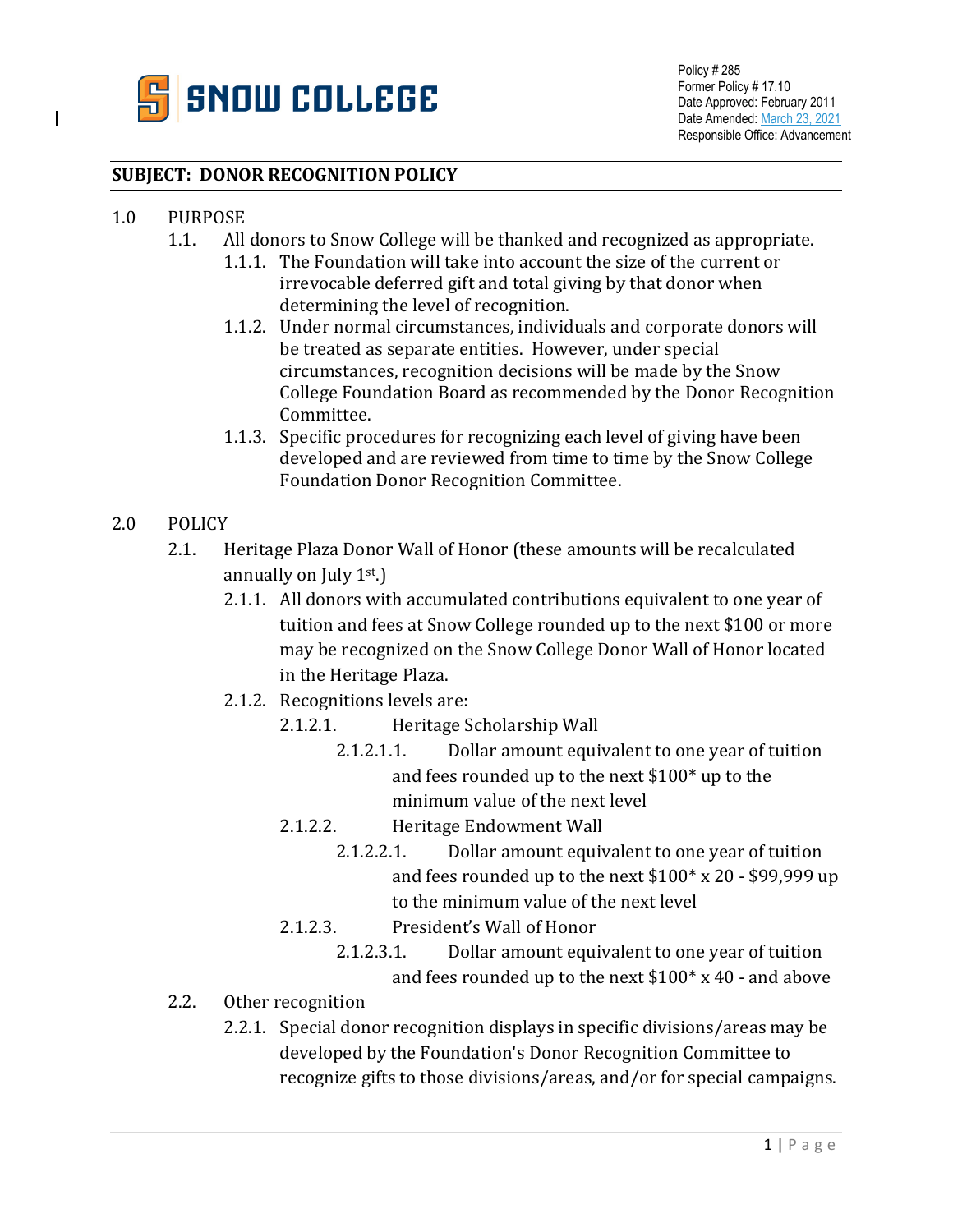SNOW COLLEGE

Policy # 285
Former Policy # 17.10
Date Approved: February 2011
Date Amended: March 23, 2021
Responsible Office: Advancement

## SUBJECT: DONOR RECOGNITION POLICY

1.0 PURPOSE

1.1. All donors to Snow College will be thanked and recognized as appropriate.

1.1.1. The Foundation will take into account the size of the current or irrevocable deferred gift and total giving by that donor when determining the level of recognition.

1.1.2. Under normal circumstances, individuals and corporate donors will be treated as separate entities. However, under special circumstances, recognition decisions will be made by the Snow College Foundation Board as recommended by the Donor Recognition Committee.

1.1.3. Specific procedures for recognizing each level of giving have been developed and are reviewed from time to time by the Snow College Foundation Donor Recognition Committee.

2.0 POLICY

2.1. Heritage Plaza Donor Wall of Honor (these amounts will be recalculated annually on July 1st.)

2.1.1. All donors with accumulated contributions equivalent to one year of tuition and fees at Snow College rounded up to the next $100 or more may be recognized on the Snow College Donor Wall of Honor located in the Heritage Plaza.

2.1.2. Recognitions levels are:

2.1.2.1. Heritage Scholarship Wall

2.1.2.1.1. Dollar amount equivalent to one year of tuition and fees rounded up to the next $100* up to the minimum value of the next level

2.1.2.2. Heritage Endowment Wall

2.1.2.2.1. Dollar amount equivalent to one year of tuition and fees rounded up to the next $100* x 20 - $99,999 up to the minimum value of the next level

2.1.2.3. President's Wall of Honor

2.1.2.3.1. Dollar amount equivalent to one year of tuition and fees rounded up to the next $100* x 40 - and above

2.2. Other recognition

2.2.1. Special donor recognition displays in specific divisions/areas may be developed by the Foundation's Donor Recognition Committee to recognize gifts to those divisions/areas, and/or for special campaigns.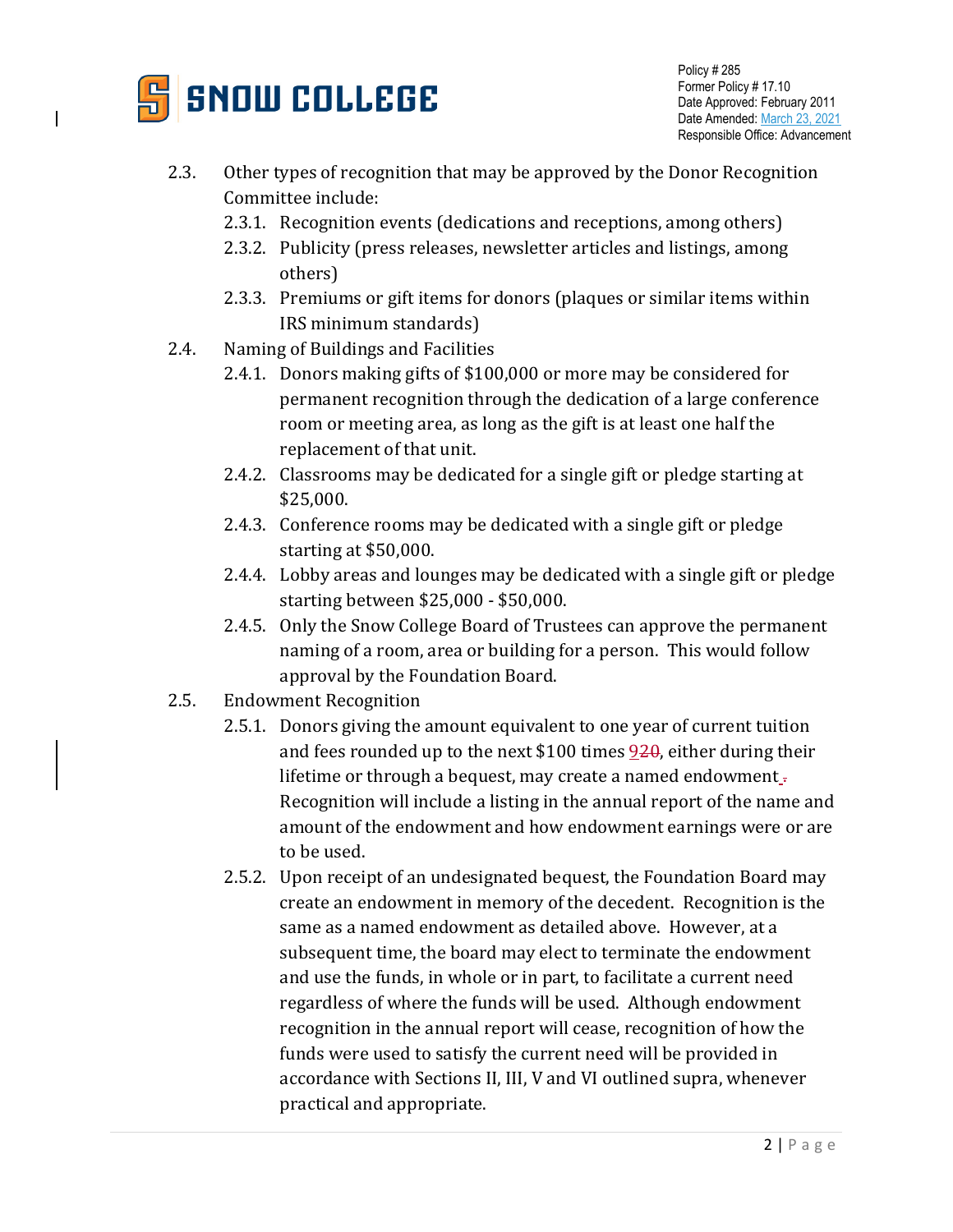- 2.3. Other types of recognition that may be approved by the Donor Recognition Committee include:
  - 2.3.1. Recognition events (dedications and receptions, among others)
  - 2.3.2. Publicity (press releases, newsletter articles and listings, among others)
  - 2.3.3. Premiums or gift items for donors (plaques or similar items within IRS minimum standards)
- 2.4. Naming of Buildings and Facilities
  - 2.4.1. Donors making gifts of $100,000 or more may be considered for permanent recognition through the dedication of a large conference room or meeting area, as long as the gift is at least one half the replacement of that unit.
  - 2.4.2. Classrooms may be dedicated for a single gift or pledge starting at $25,000.
  - 2.4.3. Conference rooms may be dedicated with a single gift or pledge starting at $50,000.
  - 2.4.4. Lobby areas and lounges may be dedicated with a single gift or pledge starting between $25,000 - $50,000.
  - 2.4.5. Only the Snow College Board of Trustees can approve the permanent naming of a room, area or building for a person. This would follow approval by the Foundation Board.
- 2.5. Endowment Recognition
  - 2.5.1. Donors giving the amount equivalent to one year of current tuition and fees rounded up to the next $100 times 9~~20~~, either during their lifetime or through a bequest, may create a named endowment. Recognition will include a listing in the annual report of the name and amount of the endowment and how endowment earnings were or are to be used.
  - 2.5.2. Upon receipt of an undesignated bequest, the Foundation Board may create an endowment in memory of the decedent. Recognition is the same as a named endowment as detailed above. However, at a subsequent time, the board may elect to terminate the endowment and use the funds, in whole or in part, to facilitate a current need regardless of where the funds will be used. Although endowment recognition in the annual report will cease, recognition of how the funds were used to satisfy the current need will be provided in accordance with Sections II, III, V and VI outlined supra, whenever practical and appropriate.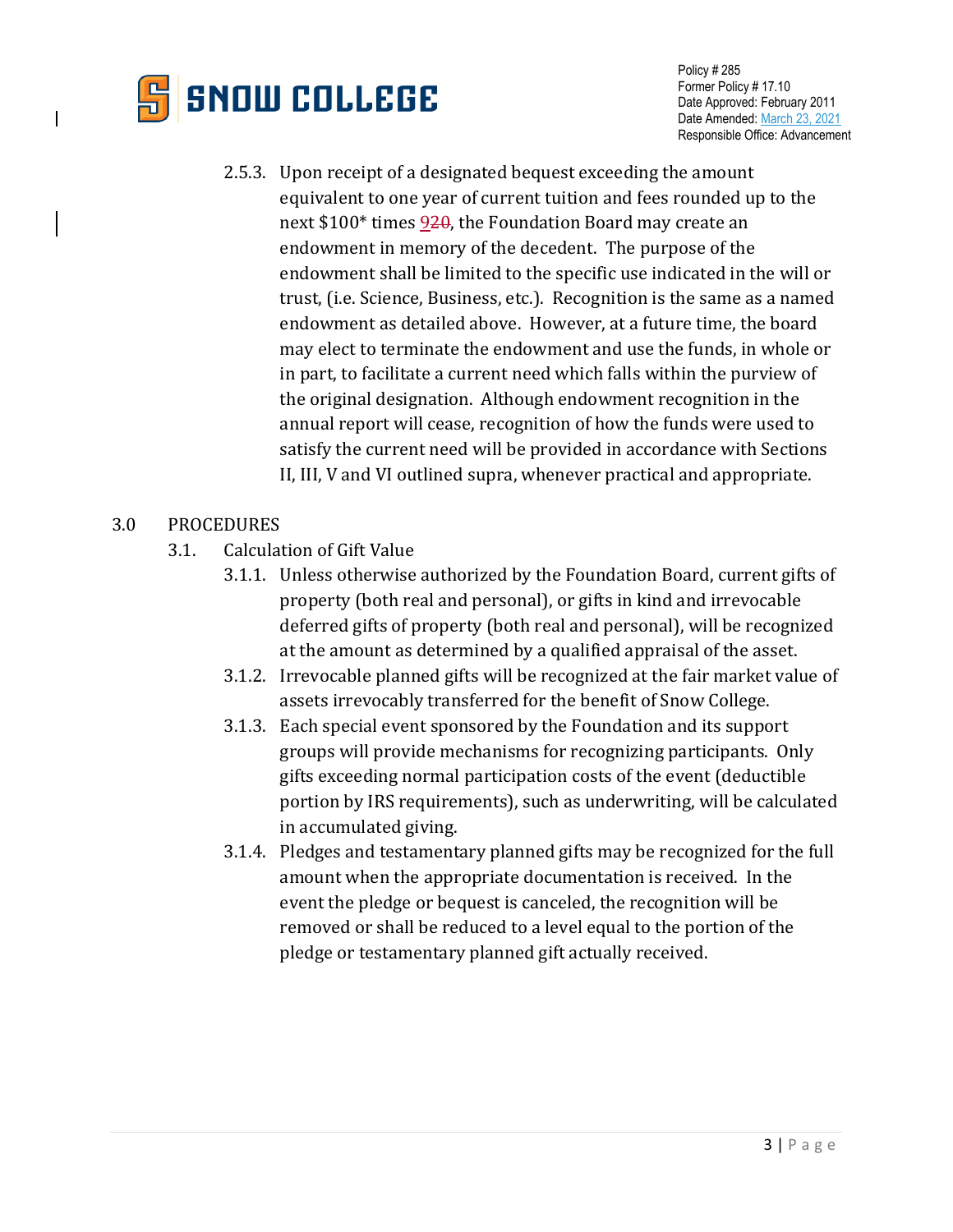2.5.3. Upon receipt of a designated bequest exceeding the amount equivalent to one year of current tuition and fees rounded up to the next $100* times 9~~20~~, the Foundation Board may create an endowment in memory of the decedent. The purpose of the endowment shall be limited to the specific use indicated in the will or trust, (i.e. Science, Business, etc.). Recognition is the same as a named endowment as detailed above. However, at a future time, the board may elect to terminate the endowment and use the funds, in whole or in part, to facilitate a current need which falls within the purview of the original designation. Although endowment recognition in the annual report will cease, recognition of how the funds were used to satisfy the current need will be provided in accordance with Sections II, III, V and VI outlined supra, whenever practical and appropriate.

## 3.0 PROCEDURES

### 3.1. Calculation of Gift Value

3.1.1. Unless otherwise authorized by the Foundation Board, current gifts of property (both real and personal), or gifts in kind and irrevocable deferred gifts of property (both real and personal), will be recognized at the amount as determined by a qualified appraisal of the asset.

3.1.2. Irrevocable planned gifts will be recognized at the fair market value of assets irrevocably transferred for the benefit of Snow College.

3.1.3. Each special event sponsored by the Foundation and its support groups will provide mechanisms for recognizing participants. Only gifts exceeding normal participation costs of the event (deductible portion by IRS requirements), such as underwriting, will be calculated in accumulated giving.

3.1.4. Pledges and testamentary planned gifts may be recognized for the full amount when the appropriate documentation is received. In the event the pledge or bequest is canceled, the recognition will be removed or shall be reduced to a level equal to the portion of the pledge or testamentary planned gift actually received.